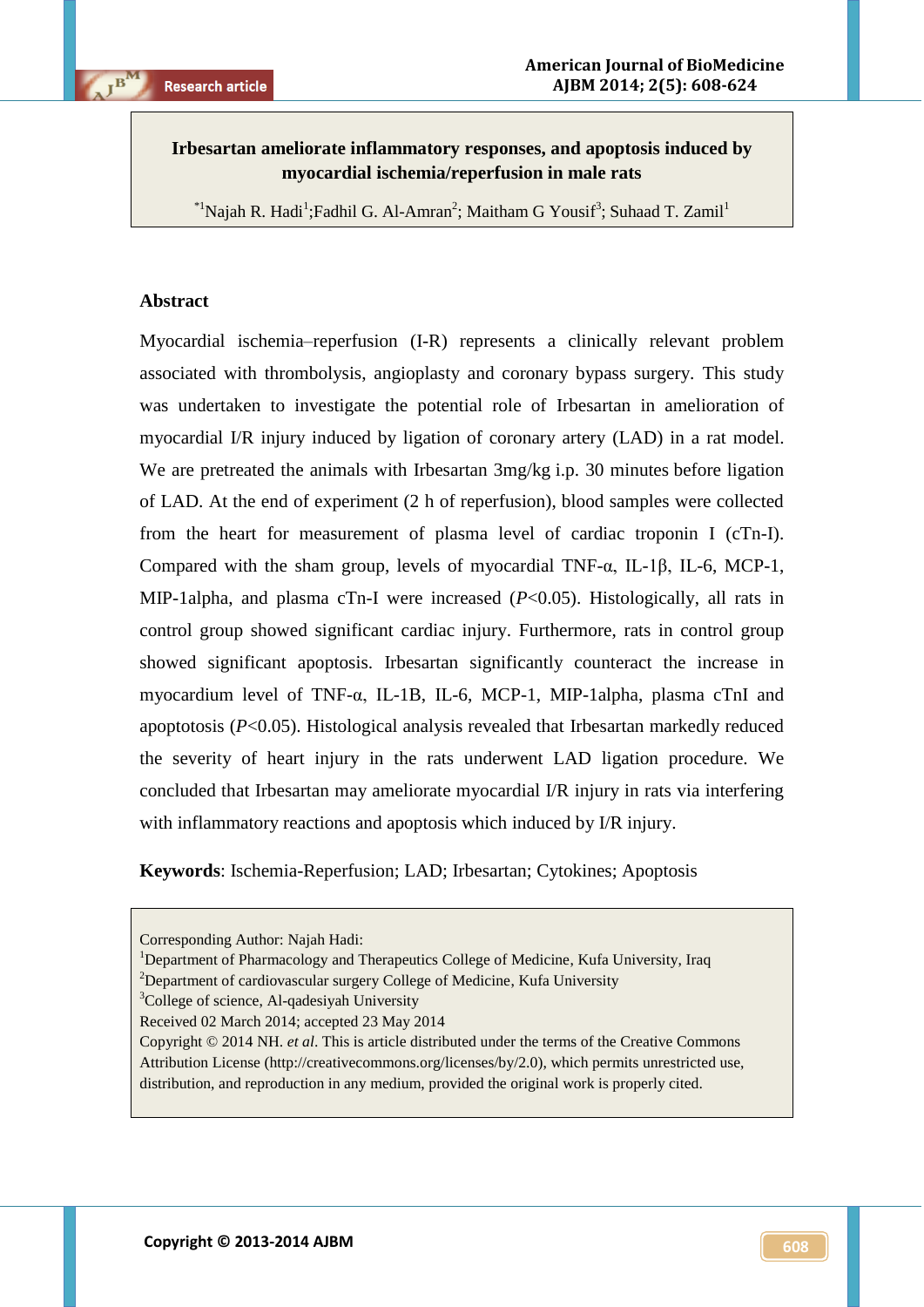# Irbesartan ameliorate inflammatory responses, and apoptosis induced by myocardial ischemia/reperfusion in male rats

[*1]Najah R. Hadi[1];Fadhil G. Al-Amran[2]; Maitham G Yousif[3]; Suhaad T. Zamil[1]

## Abstract

Myocardial ischemia–reperfusion (I-R) represents a clinically relevant problem associated with thrombolysis, angioplasty and coronary bypass surgery. This study was undertaken to investigate the potential role of Irbesartan in amelioration of myocardial I/R injury induced by ligation of coronary artery (LAD) in a rat model. We are pretreated the animals with Irbesartan 3mg/kg i.p. 30 minutes before ligation of LAD. At the end of experiment (2 h of reperfusion), blood samples were collected from the heart for measurement of plasma level of cardiac troponin I (cTn-I). Compared with the sham group, levels of myocardial TNF-α, IL-1β, IL-6, MCP-1, MIP-1alpha, and plasma cTn-I were increased (*P*<0.05). Histologically, all rats in control group showed significant cardiac injury. Furthermore, rats in control group showed significant apoptosis. Irbesartan significantly counteract the increase in myocardium level of TNF-α, IL-1B, IL-6, MCP-1, MIP-1alpha, plasma cTnI and apoptotosis (*P*<0.05). Histological analysis revealed that Irbesartan markedly reduced the severity of heart injury in the rats underwent LAD ligation procedure. We concluded that Irbesartan may ameliorate myocardial I/R injury in rats via interfering with inflammatory reactions and apoptosis which induced by I/R injury.

**Keywords**: Ischemia-Reperfusion; LAD; Irbesartan; Cytokines; Apoptosis

Corresponding Author: Najah Hadi:
[1]Department of Pharmacology and Therapeutics College of Medicine, Kufa University, Iraq
[2]Department of cardiovascular surgery College of Medicine, Kufa University
[3]College of science, Al-qadesiyah University
Received 02 March 2014; accepted 23 May 2014
Copyright © 2014 NH. *et al*. This is article distributed under the terms of the Creative Commons Attribution License (http://creativecommons.org/licenses/by/2.0), which permits unrestricted use, distribution, and reproduction in any medium, provided the original work is properly cited.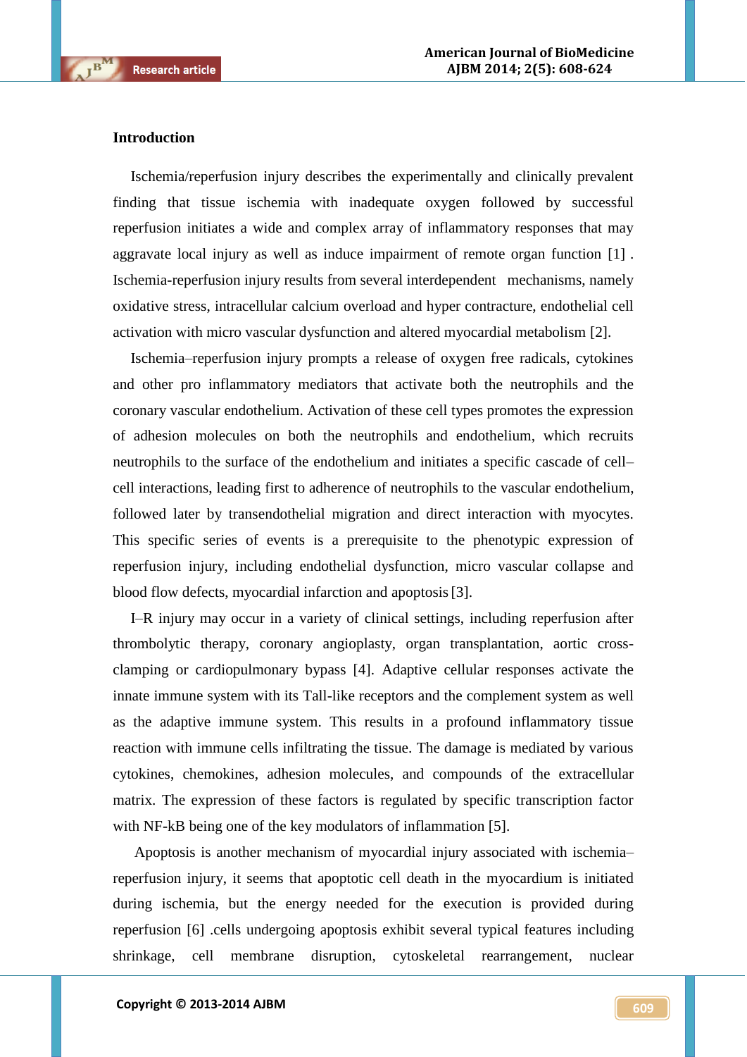## Introduction

Ischemia/reperfusion injury describes the experimentally and clinically prevalent finding that tissue ischemia with inadequate oxygen followed by successful reperfusion initiates a wide and complex array of inflammatory responses that may aggravate local injury as well as induce impairment of remote organ function [1] . Ischemia-reperfusion injury results from several interdependent mechanisms, namely oxidative stress, intracellular calcium overload and hyper contracture, endothelial cell activation with micro vascular dysfunction and altered myocardial metabolism [2].

Ischemia–reperfusion injury prompts a release of oxygen free radicals, cytokines and other pro inflammatory mediators that activate both the neutrophils and the coronary vascular endothelium. Activation of these cell types promotes the expression of adhesion molecules on both the neutrophils and endothelium, which recruits neutrophils to the surface of the endothelium and initiates a specific cascade of cell–cell interactions, leading first to adherence of neutrophils to the vascular endothelium, followed later by transendothelial migration and direct interaction with myocytes. This specific series of events is a prerequisite to the phenotypic expression of reperfusion injury, including endothelial dysfunction, micro vascular collapse and blood flow defects, myocardial infarction and apoptosis [3].

I–R injury may occur in a variety of clinical settings, including reperfusion after thrombolytic therapy, coronary angioplasty, organ transplantation, aortic cross-clamping or cardiopulmonary bypass [4]. Adaptive cellular responses activate the innate immune system with its Tall-like receptors and the complement system as well as the adaptive immune system. This results in a profound inflammatory tissue reaction with immune cells infiltrating the tissue. The damage is mediated by various cytokines, chemokines, adhesion molecules, and compounds of the extracellular matrix. The expression of these factors is regulated by specific transcription factor with NF-kB being one of the key modulators of inflammation [5].

Apoptosis is another mechanism of myocardial injury associated with ischemia–reperfusion injury, it seems that apoptotic cell death in the myocardium is initiated during ischemia, but the energy needed for the execution is provided during reperfusion [6] .cells undergoing apoptosis exhibit several typical features including shrinkage, cell membrane disruption, cytoskeletal rearrangement, nuclear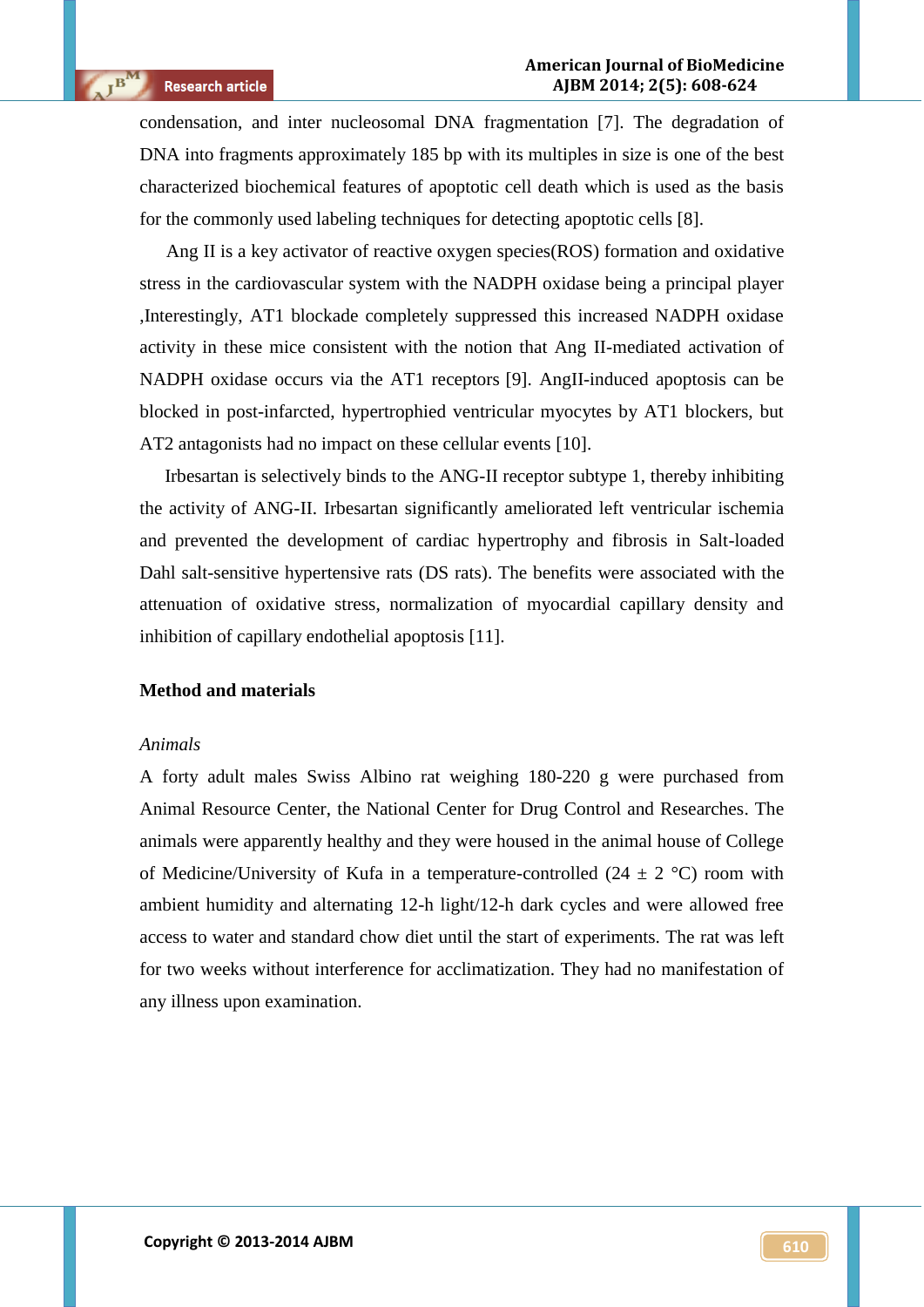condensation, and inter nucleosomal DNA fragmentation [7]. The degradation of DNA into fragments approximately 185 bp with its multiples in size is one of the best characterized biochemical features of apoptotic cell death which is used as the basis for the commonly used labeling techniques for detecting apoptotic cells [8].

Ang II is a key activator of reactive oxygen species(ROS) formation and oxidative stress in the cardiovascular system with the NADPH oxidase being a principal player ,Interestingly, AT1 blockade completely suppressed this increased NADPH oxidase activity in these mice consistent with the notion that Ang II-mediated activation of NADPH oxidase occurs via the AT1 receptors [9]. AngII-induced apoptosis can be blocked in post-infarcted, hypertrophied ventricular myocytes by AT1 blockers, but AT2 antagonists had no impact on these cellular events [10].

Irbesartan is selectively binds to the ANG-II receptor subtype 1, thereby inhibiting the activity of ANG-II. Irbesartan significantly ameliorated left ventricular ischemia and prevented the development of cardiac hypertrophy and fibrosis in Salt-loaded Dahl salt-sensitive hypertensive rats (DS rats). The benefits were associated with the attenuation of oxidative stress, normalization of myocardial capillary density and inhibition of capillary endothelial apoptosis [11].

## Method and materials

*Animals*

A forty adult males Swiss Albino rat weighing 180-220 g were purchased from Animal Resource Center, the National Center for Drug Control and Researches. The animals were apparently healthy and they were housed in the animal house of College of Medicine/University of Kufa in a temperature-controlled (24 ± 2 °C) room with ambient humidity and alternating 12-h light/12-h dark cycles and were allowed free access to water and standard chow diet until the start of experiments. The rat was left for two weeks without interference for acclimatization. They had no manifestation of any illness upon examination.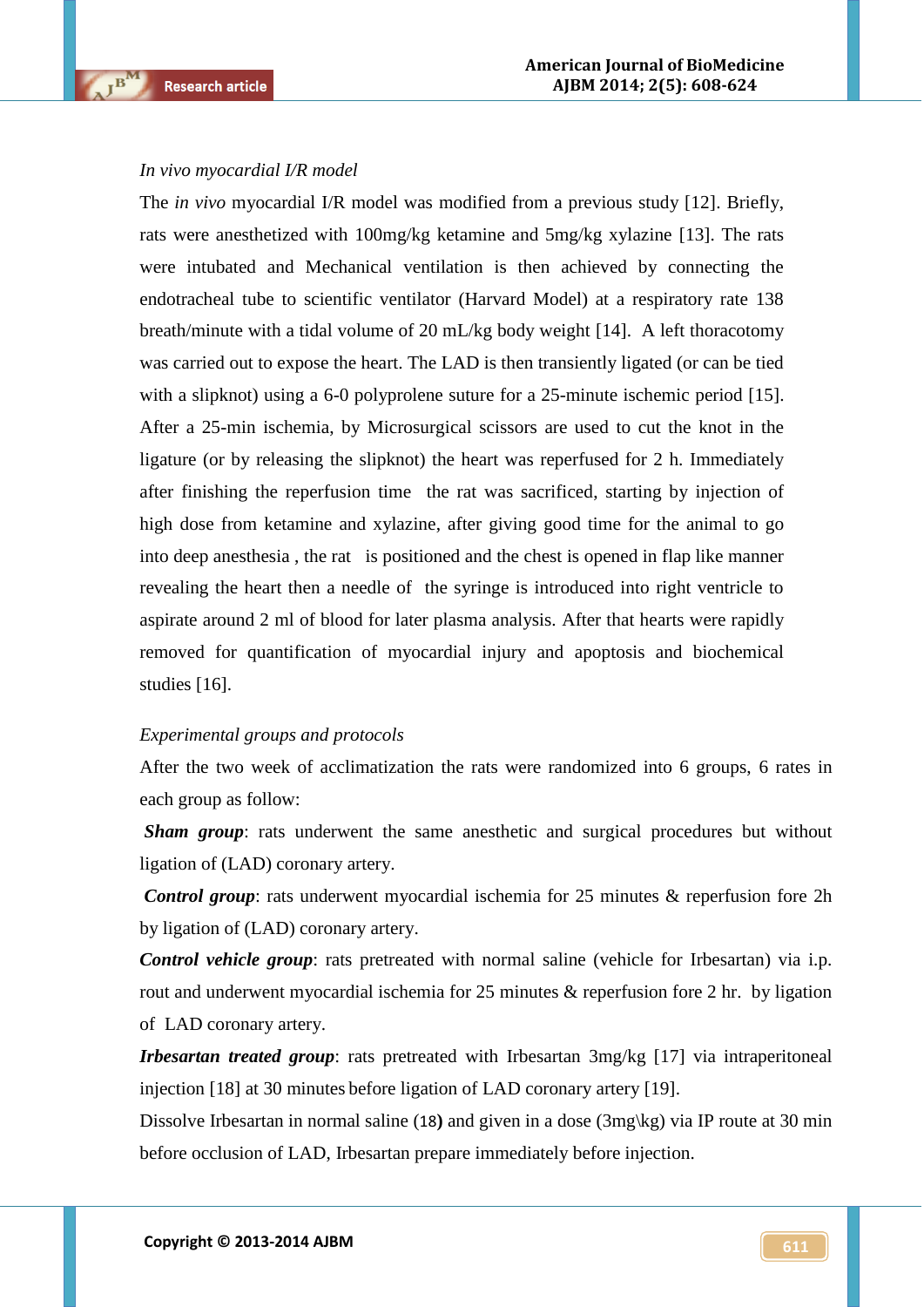*In vivo myocardial I/R model*

The *in vivo* myocardial I/R model was modified from a previous study [12]. Briefly, rats were anesthetized with 100mg/kg ketamine and 5mg/kg xylazine [13]. The rats were intubated and Mechanical ventilation is then achieved by connecting the endotracheal tube to scientific ventilator (Harvard Model) at a respiratory rate 138 breath/minute with a tidal volume of 20 mL/kg body weight [14]. A left thoracotomy was carried out to expose the heart. The LAD is then transiently ligated (or can be tied with a slipknot) using a 6-0 polyprolene suture for a 25-minute ischemic period [15]. After a 25-min ischemia, by Microsurgical scissors are used to cut the knot in the ligature (or by releasing the slipknot) the heart was reperfused for 2 h. Immediately after finishing the reperfusion time the rat was sacrificed, starting by injection of high dose from ketamine and xylazine, after giving good time for the animal to go into deep anesthesia , the rat is positioned and the chest is opened in flap like manner revealing the heart then a needle of the syringe is introduced into right ventricle to aspirate around 2 ml of blood for later plasma analysis. After that hearts were rapidly removed for quantification of myocardial injury and apoptosis and biochemical studies [16].

*Experimental groups and protocols*

After the two week of acclimatization the rats were randomized into 6 groups, 6 rates in each group as follow:

***Sham group***: rats underwent the same anesthetic and surgical procedures but without ligation of (LAD) coronary artery.

***Control group***: rats underwent myocardial ischemia for 25 minutes & reperfusion fore 2h by ligation of (LAD) coronary artery.

***Control vehicle group***: rats pretreated with normal saline (vehicle for Irbesartan) via i.p. rout and underwent myocardial ischemia for 25 minutes & reperfusion fore 2 hr. by ligation of LAD coronary artery.

***Irbesartan treated group***: rats pretreated with Irbesartan 3mg/kg [17] via intraperitoneal injection [18] at 30 minutes before ligation of LAD coronary artery [19].

Dissolve Irbesartan in normal saline (18**)** and given in a dose (3mg\kg) via IP route at 30 min before occlusion of LAD, Irbesartan prepare immediately before injection.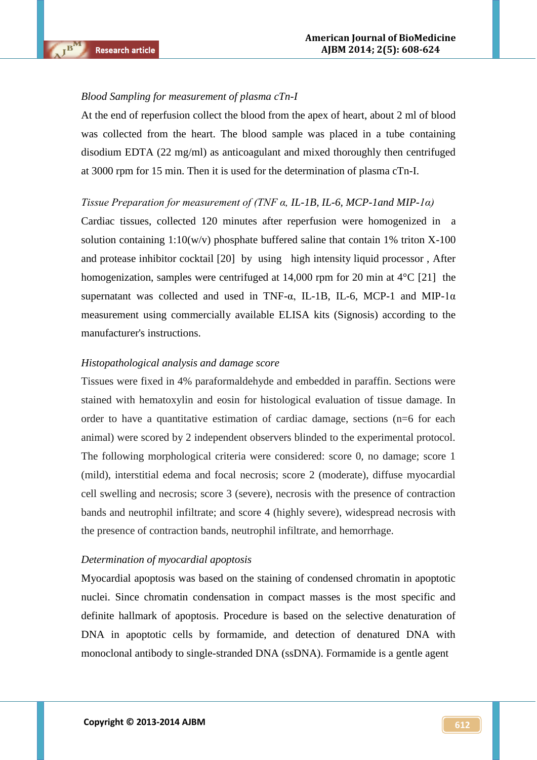*Blood Sampling for measurement of plasma cTn-I*

At the end of reperfusion collect the blood from the apex of heart, about 2 ml of blood was collected from the heart. The blood sample was placed in a tube containing disodium EDTA (22 mg/ml) as anticoagulant and mixed thoroughly then centrifuged at 3000 rpm for 15 min. Then it is used for the determination of plasma cTn-I.

*Tissue Preparation for measurement of (TNF α, IL-1B, IL-6, MCP-1and MIP-1α)*

Cardiac tissues, collected 120 minutes after reperfusion were homogenized in a solution containing 1:10(w/v) phosphate buffered saline that contain 1% triton X-100 and protease inhibitor cocktail [20] by using high intensity liquid processor , After homogenization, samples were centrifuged at 14,000 rpm for 20 min at 4°C [21] the supernatant was collected and used in TNF-α, IL-1B, IL-6, MCP-1 and MIP-1α measurement using commercially available ELISA kits (Signosis) according to the manufacturer's instructions.

*Histopathological analysis and damage score*

Tissues were fixed in 4% paraformaldehyde and embedded in paraffin. Sections were stained with hematoxylin and eosin for histological evaluation of tissue damage. In order to have a quantitative estimation of cardiac damage, sections (n=6 for each animal) were scored by 2 independent observers blinded to the experimental protocol. The following morphological criteria were considered: score 0, no damage; score 1 (mild), interstitial edema and focal necrosis; score 2 (moderate), diffuse myocardial cell swelling and necrosis; score 3 (severe), necrosis with the presence of contraction bands and neutrophil infiltrate; and score 4 (highly severe), widespread necrosis with the presence of contraction bands, neutrophil infiltrate, and hemorrhage.

*Determination of myocardial apoptosis*

Myocardial apoptosis was based on the staining of condensed chromatin in apoptotic nuclei. Since chromatin condensation in compact masses is the most specific and definite hallmark of apoptosis. Procedure is based on the selective denaturation of DNA in apoptotic cells by formamide, and detection of denatured DNA with monoclonal antibody to single-stranded DNA (ssDNA). Formamide is a gentle agent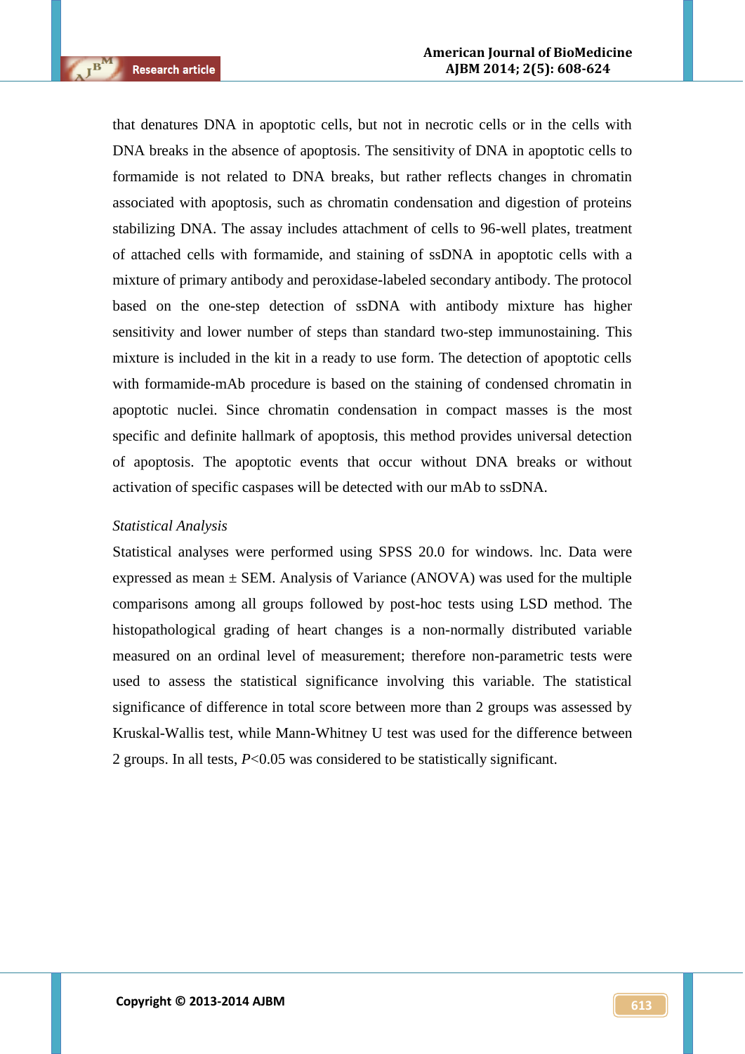that denatures DNA in apoptotic cells, but not in necrotic cells or in the cells with DNA breaks in the absence of apoptosis. The sensitivity of DNA in apoptotic cells to formamide is not related to DNA breaks, but rather reflects changes in chromatin associated with apoptosis, such as chromatin condensation and digestion of proteins stabilizing DNA. The assay includes attachment of cells to 96-well plates, treatment of attached cells with formamide, and staining of ssDNA in apoptotic cells with a mixture of primary antibody and peroxidase-labeled secondary antibody. The protocol based on the one-step detection of ssDNA with antibody mixture has higher sensitivity and lower number of steps than standard two-step immunostaining. This mixture is included in the kit in a ready to use form. The detection of apoptotic cells with formamide-mAb procedure is based on the staining of condensed chromatin in apoptotic nuclei. Since chromatin condensation in compact masses is the most specific and definite hallmark of apoptosis, this method provides universal detection of apoptosis. The apoptotic events that occur without DNA breaks or without activation of specific caspases will be detected with our mAb to ssDNA.

*Statistical Analysis*

Statistical analyses were performed using SPSS 20.0 for windows. lnc. Data were expressed as mean ± SEM. Analysis of Variance (ANOVA) was used for the multiple comparisons among all groups followed by post-hoc tests using LSD method. The histopathological grading of heart changes is a non-normally distributed variable measured on an ordinal level of measurement; therefore non-parametric tests were used to assess the statistical significance involving this variable. The statistical significance of difference in total score between more than 2 groups was assessed by Kruskal-Wallis test, while Mann-Whitney U test was used for the difference between 2 groups. In all tests, $P<0.05$ was considered to be statistically significant.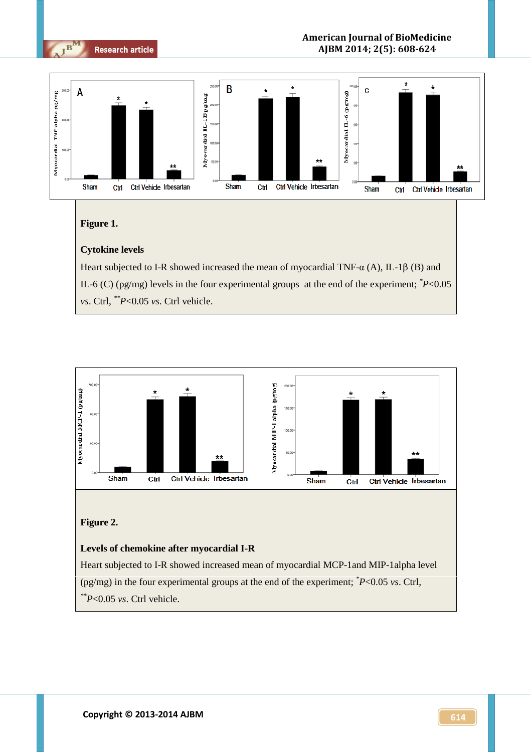**Figure 1.**

**Cytokine levels**

Heart subjected to I-R showed increased the mean of myocardial TNF-α (A), IL-1β (B) and IL-6 (C) (pg/mg) levels in the four experimental groups at the end of the experiment; $^{*}P<0.05$ *vs*. Ctrl, $^{**}P<0.05$ *vs*. Ctrl vehicle.

**Figure 2.**

**Levels of chemokine after myocardial I-R**

Heart subjected to I-R showed increased mean of myocardial MCP-1and MIP-1alpha level (pg/mg) in the four experimental groups at the end of the experiment; $^{*}P<0.05$ *vs*. Ctrl, $^{**}P<0.05$ *vs*. Ctrl vehicle.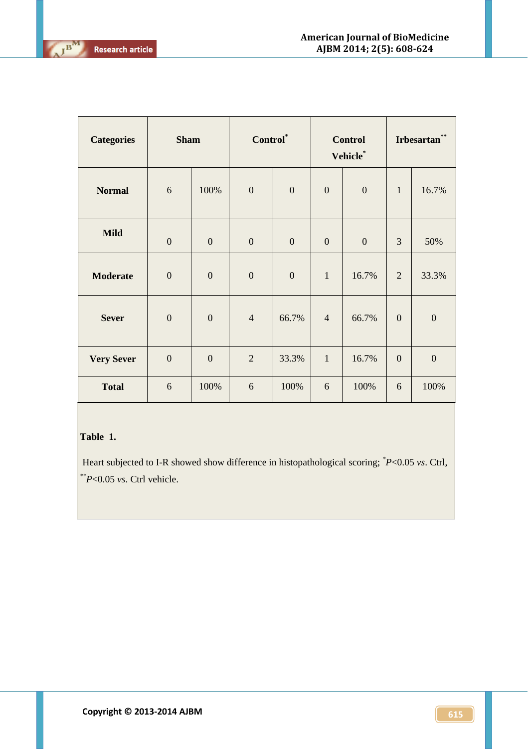| Categories | Sham | | Control* | | Control Vehicle* | | Irbesartan** | |
|---|---|---|---|---|---|---|---|---|
| **Normal** | 6 | 100% | 0 | 0 | 0 | 0 | 1 | 16.7% |
| **Mild** | 0 | 0 | 0 | 0 | 0 | 0 | 3 | 50% |
| **Moderate** | 0 | 0 | 0 | 0 | 1 | 16.7% | 2 | 33.3% |
| **Sever** | 0 | 0 | 4 | 66.7% | 4 | 66.7% | 0 | 0 |
| **Very Sever** | 0 | 0 | 2 | 33.3% | 1 | 16.7% | 0 | 0 |
| **Total** | 6 | 100% | 6 | 100% | 6 | 100% | 6 | 100% |

**Table 1.**

Heart subjected to I-R showed show difference in histopathological scoring; *$P<0.05$ *vs*. Ctrl, **$P<0.05$ *vs*. Ctrl vehicle.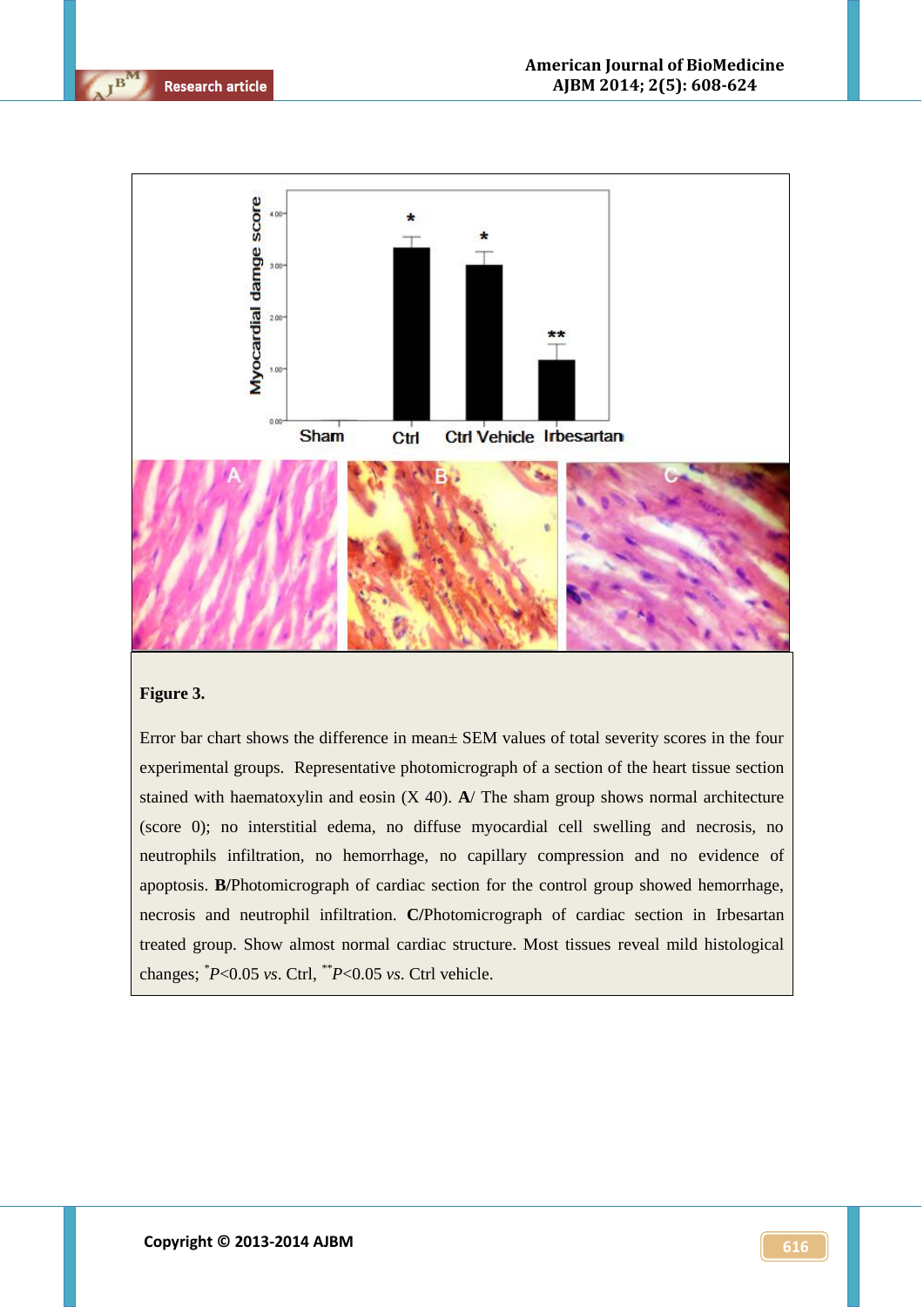**Figure 3.**

Error bar chart shows the difference in mean± SEM values of total severity scores in the four experimental groups. Representative photomicrograph of a section of the heart tissue section stained with haematoxylin and eosin (X 40). **A**/ The sham group shows normal architecture (score 0); no interstitial edema, no diffuse myocardial cell swelling and necrosis, no neutrophils infiltration, no hemorrhage, no capillary compression and no evidence of apoptosis. **B**/Photomicrograph of cardiac section for the control group showed hemorrhage, necrosis and neutrophil infiltration. **C**/Photomicrograph of cardiac section in Irbesartan treated group. Show almost normal cardiac structure. Most tissues reveal mild histological changes; $^{*}$*P*<0.05 *vs*. Ctrl, $^{**}$*P*<0.05 *vs*. Ctrl vehicle.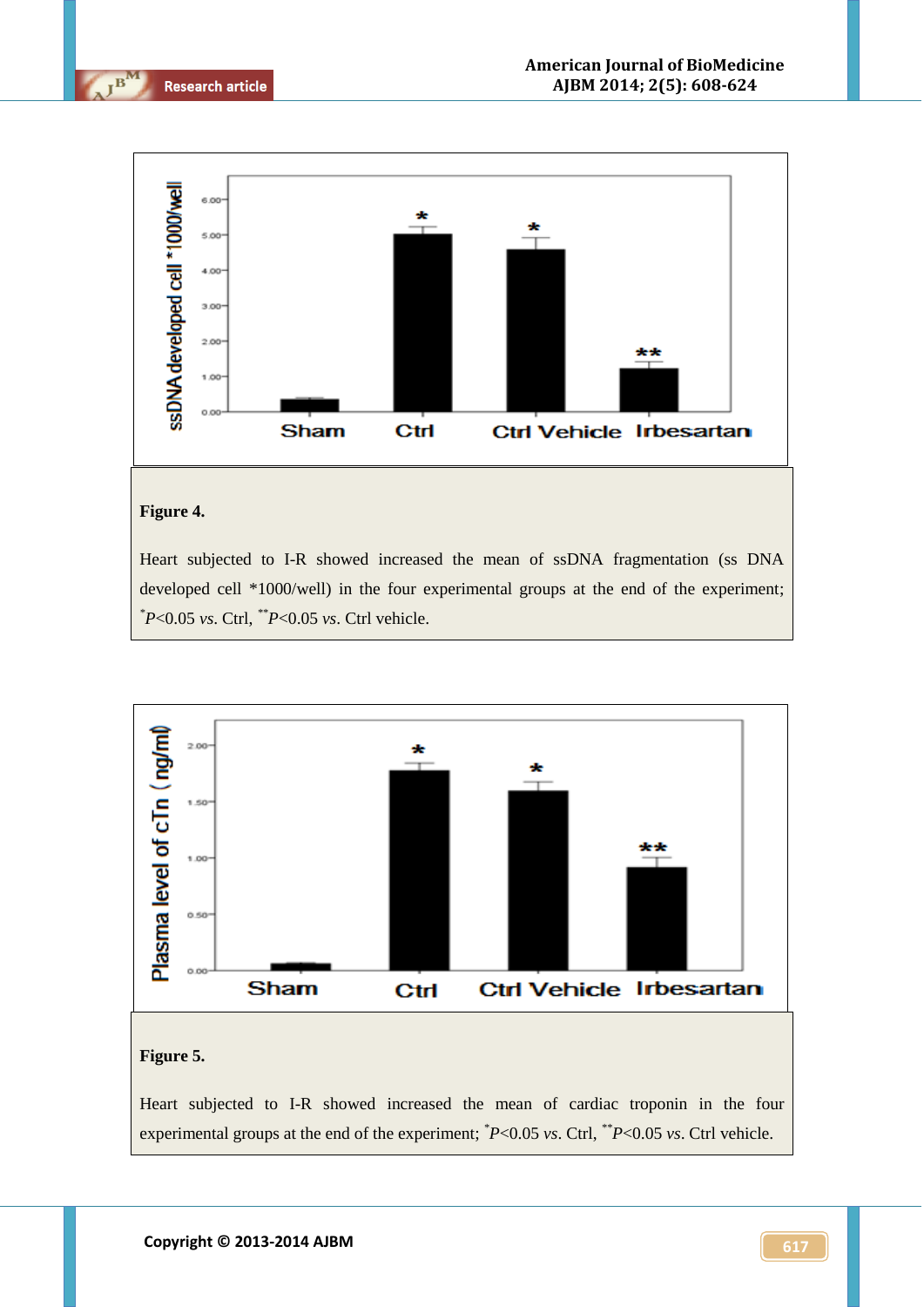**Figure 4.**

Heart subjected to I-R showed increased the mean of ssDNA fragmentation (ss DNA developed cell *1000/well) in the four experimental groups at the end of the experiment; $^{*}P$<0.05 *vs*. Ctrl, $^{**}P$<0.05 *vs*. Ctrl vehicle.

**Figure 5.**

Heart subjected to I-R showed increased the mean of cardiac troponin in the four experimental groups at the end of the experiment; $^{*}P$<0.05 *vs*. Ctrl, $^{**}P$<0.05 *vs*. Ctrl vehicle.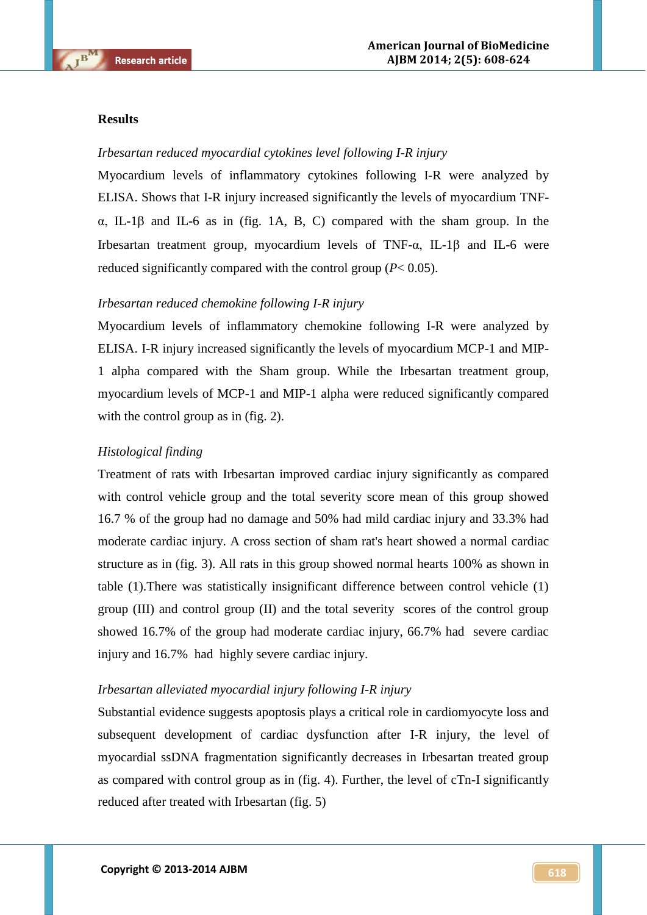## Results

*Irbesartan reduced myocardial cytokines level following I-R injury*

Myocardium levels of inflammatory cytokines following I-R were analyzed by ELISA. Shows that I-R injury increased significantly the levels of myocardium TNF-α, IL-1β and IL-6 as in (fig. 1A, B, C) compared with the sham group. In the Irbesartan treatment group, myocardium levels of TNF-α, IL-1β and IL-6 were reduced significantly compared with the control group ($P< 0.05$).

*Irbesartan reduced chemokine following I-R injury*

Myocardium levels of inflammatory chemokine following I-R were analyzed by ELISA. I-R injury increased significantly the levels of myocardium MCP-1 and MIP-1 alpha compared with the Sham group. While the Irbesartan treatment group, myocardium levels of MCP-1 and MIP-1 alpha were reduced significantly compared with the control group as in (fig. 2).

*Histological finding*

Treatment of rats with Irbesartan improved cardiac injury significantly as compared with control vehicle group and the total severity score mean of this group showed 16.7 % of the group had no damage and 50% had mild cardiac injury and 33.3% had moderate cardiac injury. A cross section of sham rat's heart showed a normal cardiac structure as in (fig. 3). All rats in this group showed normal hearts 100% as shown in table (1).There was statistically insignificant difference between control vehicle (1) group (III) and control group (II) and the total severity scores of the control group showed 16.7% of the group had moderate cardiac injury, 66.7% had severe cardiac injury and 16.7% had highly severe cardiac injury.

*Irbesartan alleviated myocardial injury following I-R injury*

Substantial evidence suggests apoptosis plays a critical role in cardiomyocyte loss and subsequent development of cardiac dysfunction after I-R injury, the level of myocardial ssDNA fragmentation significantly decreases in Irbesartan treated group as compared with control group as in (fig. 4). Further, the level of cTn-I significantly reduced after treated with Irbesartan (fig. 5)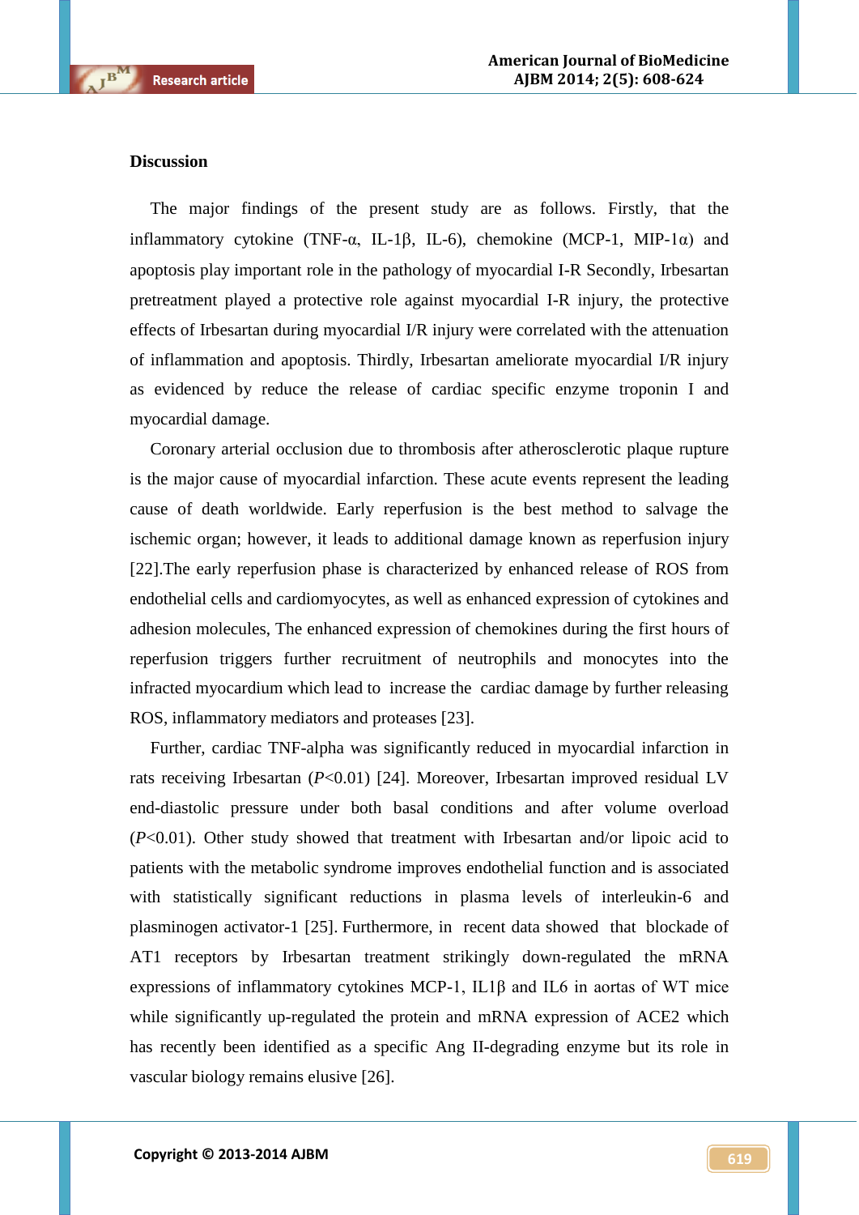## Discussion

The major findings of the present study are as follows. Firstly, that the inflammatory cytokine (TNF-α, IL-1β, IL-6), chemokine (MCP-1, MIP-1α) and apoptosis play important role in the pathology of myocardial I-R Secondly, Irbesartan pretreatment played a protective role against myocardial I-R injury, the protective effects of Irbesartan during myocardial I/R injury were correlated with the attenuation of inflammation and apoptosis. Thirdly, Irbesartan ameliorate myocardial I/R injury as evidenced by reduce the release of cardiac specific enzyme troponin I and myocardial damage.

Coronary arterial occlusion due to thrombosis after atherosclerotic plaque rupture is the major cause of myocardial infarction. These acute events represent the leading cause of death worldwide. Early reperfusion is the best method to salvage the ischemic organ; however, it leads to additional damage known as reperfusion injury [22].The early reperfusion phase is characterized by enhanced release of ROS from endothelial cells and cardiomyocytes, as well as enhanced expression of cytokines and adhesion molecules, The enhanced expression of chemokines during the first hours of reperfusion triggers further recruitment of neutrophils and monocytes into the infracted myocardium which lead to increase the cardiac damage by further releasing ROS, inflammatory mediators and proteases [23].

Further, cardiac TNF-alpha was significantly reduced in myocardial infarction in rats receiving Irbesartan ($P$<0.01) [24]. Moreover, Irbesartan improved residual LV end-diastolic pressure under both basal conditions and after volume overload ($P$<0.01). Other study showed that treatment with Irbesartan and/or lipoic acid to patients with the metabolic syndrome improves endothelial function and is associated with statistically significant reductions in plasma levels of interleukin-6 and plasminogen activator-1 [25]. Furthermore, in recent data showed that blockade of AT1 receptors by Irbesartan treatment strikingly down-regulated the mRNA expressions of inflammatory cytokines MCP-1, IL1β and IL6 in aortas of WT mice while significantly up-regulated the protein and mRNA expression of ACE2 which has recently been identified as a specific Ang II-degrading enzyme but its role in vascular biology remains elusive [26].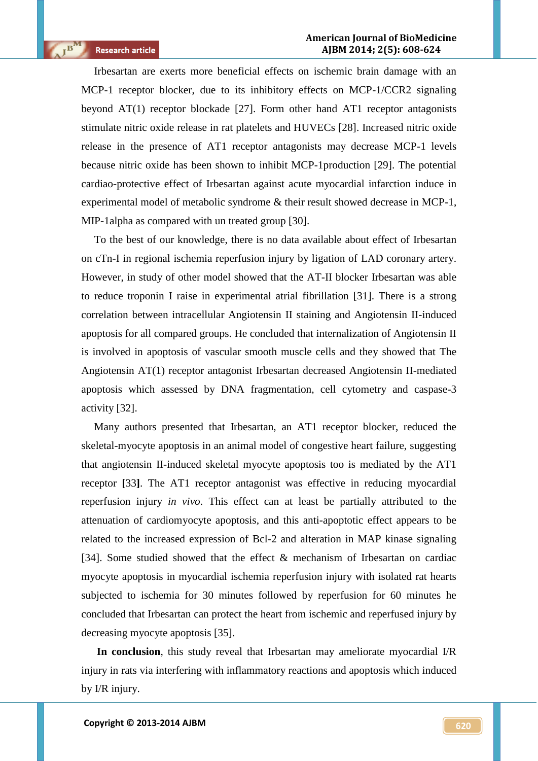Irbesartan are exerts more beneficial effects on ischemic brain damage with an MCP-1 receptor blocker, due to its inhibitory effects on MCP-1/CCR2 signaling beyond AT(1) receptor blockade [27]. Form other hand AT1 receptor antagonists stimulate nitric oxide release in rat platelets and HUVECs [28]. Increased nitric oxide release in the presence of AT1 receptor antagonists may decrease MCP-1 levels because nitric oxide has been shown to inhibit MCP-1production [29]. The potential cardiao-protective effect of Irbesartan against acute myocardial infarction induce in experimental model of metabolic syndrome & their result showed decrease in MCP-1, MIP-1alpha as compared with un treated group [30].

To the best of our knowledge, there is no data available about effect of Irbesartan on cTn-I in regional ischemia reperfusion injury by ligation of LAD coronary artery. However, in study of other model showed that the AT-II blocker Irbesartan was able to reduce troponin I raise in experimental atrial fibrillation [31]. There is a strong correlation between intracellular Angiotensin II staining and Angiotensin II-induced apoptosis for all compared groups. He concluded that internalization of Angiotensin II is involved in apoptosis of vascular smooth muscle cells and they showed that The Angiotensin AT(1) receptor antagonist Irbesartan decreased Angiotensin II-mediated apoptosis which assessed by DNA fragmentation, cell cytometry and caspase-3 activity [32].

Many authors presented that Irbesartan, an AT1 receptor blocker, reduced the skeletal-myocyte apoptosis in an animal model of congestive heart failure, suggesting that angiotensin II-induced skeletal myocyte apoptosis too is mediated by the AT1 receptor **[**33**]**. The AT1 receptor antagonist was effective in reducing myocardial reperfusion injury *in vivo*. This effect can at least be partially attributed to the attenuation of cardiomyocyte apoptosis, and this anti-apoptotic effect appears to be related to the increased expression of Bcl-2 and alteration in MAP kinase signaling [34]. Some studied showed that the effect & mechanism of Irbesartan on cardiac myocyte apoptosis in myocardial ischemia reperfusion injury with isolated rat hearts subjected to ischemia for 30 minutes followed by reperfusion for 60 minutes he concluded that Irbesartan can protect the heart from ischemic and reperfused injury by decreasing myocyte apoptosis [35].

**In conclusion**, this study reveal that Irbesartan may ameliorate myocardial I/R injury in rats via interfering with inflammatory reactions and apoptosis which induced by I/R injury.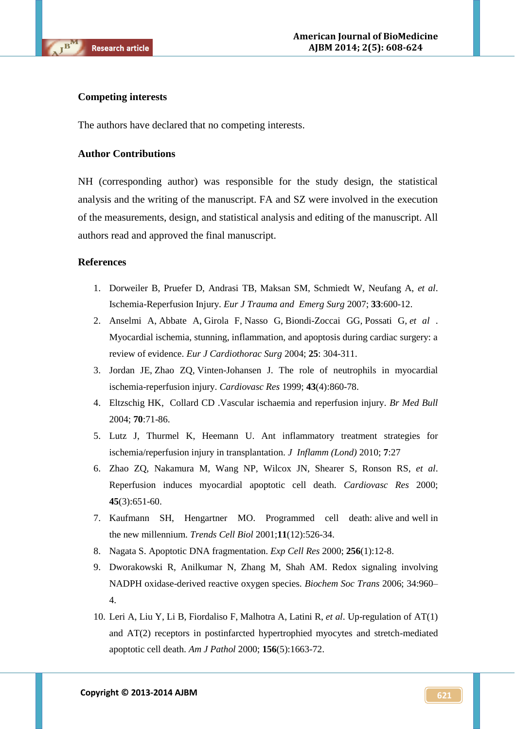## Competing interests

The authors have declared that no competing interests.

## Author Contributions

NH (corresponding author) was responsible for the study design, the statistical analysis and the writing of the manuscript. FA and SZ were involved in the execution of the measurements, design, and statistical analysis and editing of the manuscript. All authors read and approved the final manuscript.

## References

1. Dorweiler B, Pruefer D, Andrasi TB, Maksan SM, Schmiedt W, Neufang A, *et al*. Ischemia-Reperfusion Injury. *Eur J Trauma and Emerg Surg* 2007; **33**:600-12.
2. Anselmi A, Abbate A, Girola F, Nasso G, Biondi-Zoccai GG, Possati G, *et al* . Myocardial ischemia, stunning, inflammation, and apoptosis during cardiac surgery: a review of evidence. *Eur J Cardiothorac Surg* 2004; **25**: 304-311.
3. Jordan JE, Zhao ZQ, Vinten-Johansen J. The role of neutrophils in myocardial ischemia-reperfusion injury. *Cardiovasc Res* 1999; **43**(4):860-78.
4. Eltzschig HK, Collard CD .Vascular ischaemia and reperfusion injury. *Br Med Bull* 2004; **70**:71-86.
5. Lutz J, Thurmel K, Heemann U. Ant inflammatory treatment strategies for ischemia/reperfusion injury in transplantation. *J Inflamm (Lond)* 2010; **7**:27
6. Zhao ZQ, Nakamura M, Wang NP, Wilcox JN, Shearer S, Ronson RS, *et al*. Reperfusion induces myocardial apoptotic cell death. *Cardiovasc Res* 2000; **45**(3):651-60.
7. Kaufmann SH, Hengartner MO. Programmed cell death: alive and well in the new millennium. *Trends Cell Biol* 2001;**11**(12):526-34.
8. Nagata S. Apoptotic DNA fragmentation. *Exp Cell Res* 2000; **256**(1):12-8.
9. Dworakowski R, Anilkumar N, Zhang M, Shah AM. Redox signaling involving NADPH oxidase-derived reactive oxygen species. *Biochem Soc Trans* 2006; 34:960–4.
10. Leri A, Liu Y, Li B, Fiordaliso F, Malhotra A, Latini R, *et al*. Up-regulation of AT(1) and AT(2) receptors in postinfarcted hypertrophied myocytes and stretch-mediated apoptotic cell death. *Am J Pathol* 2000; **156**(5):1663-72.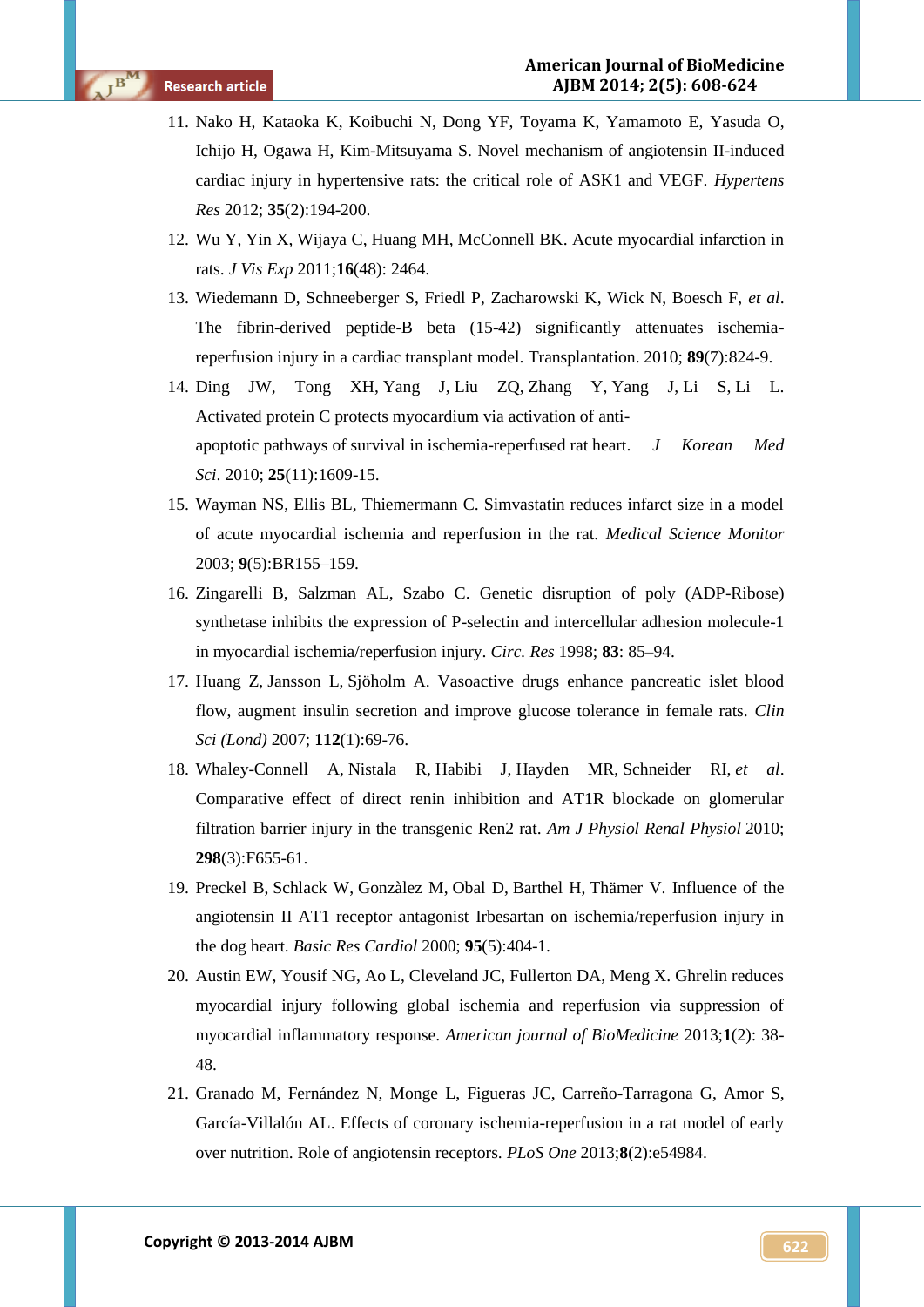11. Nako H, Kataoka K, Koibuchi N, Dong YF, Toyama K, Yamamoto E, Yasuda O, Ichijo H, Ogawa H, Kim-Mitsuyama S. Novel mechanism of angiotensin II-induced cardiac injury in hypertensive rats: the critical role of ASK1 and VEGF. *Hypertens Res* 2012; **35**(2):194-200.
12. Wu Y, Yin X, Wijaya C, Huang MH, McConnell BK. Acute myocardial infarction in rats. *J Vis Exp* 2011;**16**(48): 2464.
13. Wiedemann D, Schneeberger S, Friedl P, Zacharowski K, Wick N, Boesch F, *et al*. The fibrin-derived peptide-B beta (15-42) significantly attenuates ischemia-reperfusion injury in a cardiac transplant model. Transplantation. 2010; **89**(7):824-9.
14. Ding JW, Tong XH, Yang J, Liu ZQ, Zhang Y, Yang J, Li S, Li L. Activated protein C protects myocardium via activation of anti-apoptotic pathways of survival in ischemia-reperfused rat heart. *J Korean Med Sci*. 2010; **25**(11):1609-15.
15. Wayman NS, Ellis BL, Thiemermann C. Simvastatin reduces infarct size in a model of acute myocardial ischemia and reperfusion in the rat. *Medical Science Monitor* 2003; **9**(5):BR155–159.
16. Zingarelli B, Salzman AL, Szabo C. Genetic disruption of poly (ADP-Ribose) synthetase inhibits the expression of P-selectin and intercellular adhesion molecule-1 in myocardial ischemia/reperfusion injury. *Circ. Res* 1998; **83**: 85–94.
17. Huang Z, Jansson L, Sjöholm A. Vasoactive drugs enhance pancreatic islet blood flow, augment insulin secretion and improve glucose tolerance in female rats. *Clin Sci (Lond)* 2007; **112**(1):69-76.
18. Whaley-Connell A, Nistala R, Habibi J, Hayden MR, Schneider RI, *et al*. Comparative effect of direct renin inhibition and AT1R blockade on glomerular filtration barrier injury in the transgenic Ren2 rat. *Am J Physiol Renal Physiol* 2010; **298**(3):F655-61.
19. Preckel B, Schlack W, Gonzàlez M, Obal D, Barthel H, Thämer V. Influence of the angiotensin II AT1 receptor antagonist Irbesartan on ischemia/reperfusion injury in the dog heart. *Basic Res Cardiol* 2000; **95**(5):404-1.
20. Austin EW, Yousif NG, Ao L, Cleveland JC, Fullerton DA, Meng X. Ghrelin reduces myocardial injury following global ischemia and reperfusion via suppression of myocardial inflammatory response. *American journal of BioMedicine* 2013;**1**(2): 38-48.
21. Granado M, Fernández N, Monge L, Figueras JC, Carreño-Tarragona G, Amor S, García-Villalón AL. Effects of coronary ischemia-reperfusion in a rat model of early over nutrition. Role of angiotensin receptors. *PLoS One* 2013;**8**(2):e54984.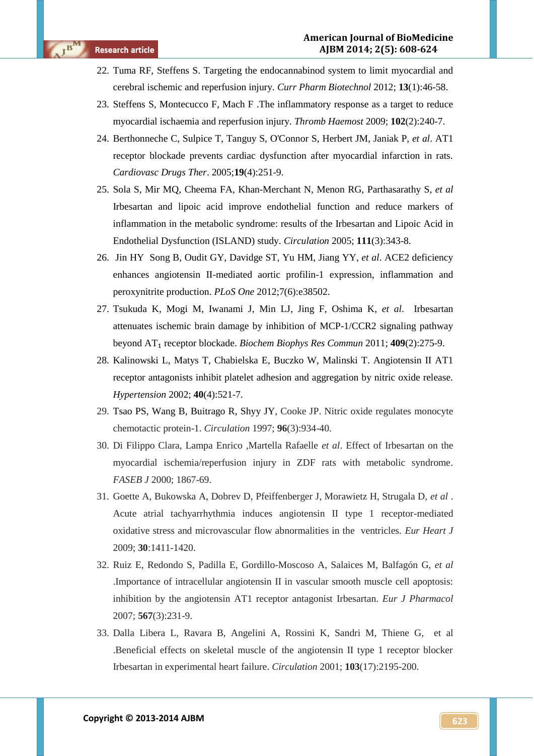22. Tuma RF, Steffens S. Targeting the endocannabinod system to limit myocardial and cerebral ischemic and reperfusion injury. *Curr Pharm Biotechnol* 2012; **13**(1):46-58.
23. Steffens S, Montecucco F, Mach F .The inflammatory response as a target to reduce myocardial ischaemia and reperfusion injury. *Thromb Haemost* 2009; **102**(2):240-7.
24. Berthonneche C, Sulpice T, Tanguy S, O'Connor S, Herbert JM, Janiak P, *et al*. AT1 receptor blockade prevents cardiac dysfunction after myocardial infarction in rats. *Cardiovasc Drugs Ther*. 2005;**19**(4):251-9.
25. Sola S, Mir MQ, Cheema FA, Khan-Merchant N, Menon RG, Parthasarathy S, *et al* Irbesartan and lipoic acid improve endothelial function and reduce markers of inflammation in the metabolic syndrome: results of the Irbesartan and Lipoic Acid in Endothelial Dysfunction (ISLAND) study. *Circulation* 2005; **111**(3):343-8.
26. Jin HY Song B, Oudit GY, Davidge ST, Yu HM, Jiang YY, *et al*. ACE2 deficiency enhances angiotensin II-mediated aortic profilin-1 expression, inflammation and peroxynitrite production. *PLoS One* 2012;7(6):e38502.
27. Tsukuda K, Mogi M, Iwanami J, Min LJ, Jing F, Oshima K, *et al*. Irbesartan attenuates ischemic brain damage by inhibition of MCP-1/CCR2 signaling pathway beyond $AT_1$ receptor blockade. *Biochem Biophys Res Commun* 2011; **409**(2):275-9.
28. Kalinowski L, Matys T, Chabielska E, Buczko W, Malinski T. Angiotensin II AT1 receptor antagonists inhibit platelet adhesion and aggregation by nitric oxide release. *Hypertension* 2002; **40**(4):521-7.
29. Tsao PS, Wang B, Buitrago R, Shyy JY, Cooke JP. Nitric oxide regulates monocyte chemotactic protein-1. *Circulation* 1997; **96**(3):934-40.
30. Di Filippo Clara, Lampa Enrico ,Martella Rafaelle *et al*. Effect of Irbesartan on the myocardial ischemia/reperfusion injury in ZDF rats with metabolic syndrome. *FASEB J* 2000; 1867-69.
31. Goette A, Bukowska A, Dobrev D, Pfeiffenberger J, Morawietz H, Strugala D, *et al* . Acute atrial tachyarrhythmia induces angiotensin II type 1 receptor-mediated oxidative stress and microvascular flow abnormalities in the ventricles. *Eur Heart J* 2009; **30**:1411-1420.
32. Ruiz E, Redondo S, Padilla E, Gordillo-Moscoso A, Salaices M, Balfagón G, *et al* .Importance of intracellular angiotensin II in vascular smooth muscle cell apoptosis: inhibition by the angiotensin AT1 receptor antagonist Irbesartan. *Eur J Pharmacol* 2007; **567**(3):231-9.
33. Dalla Libera L, Ravara B, Angelini A, Rossini K, Sandri M, Thiene G, et al .Beneficial effects on skeletal muscle of the angiotensin II type 1 receptor blocker Irbesartan in experimental heart failure. *Circulation* 2001; **103**(17):2195-200.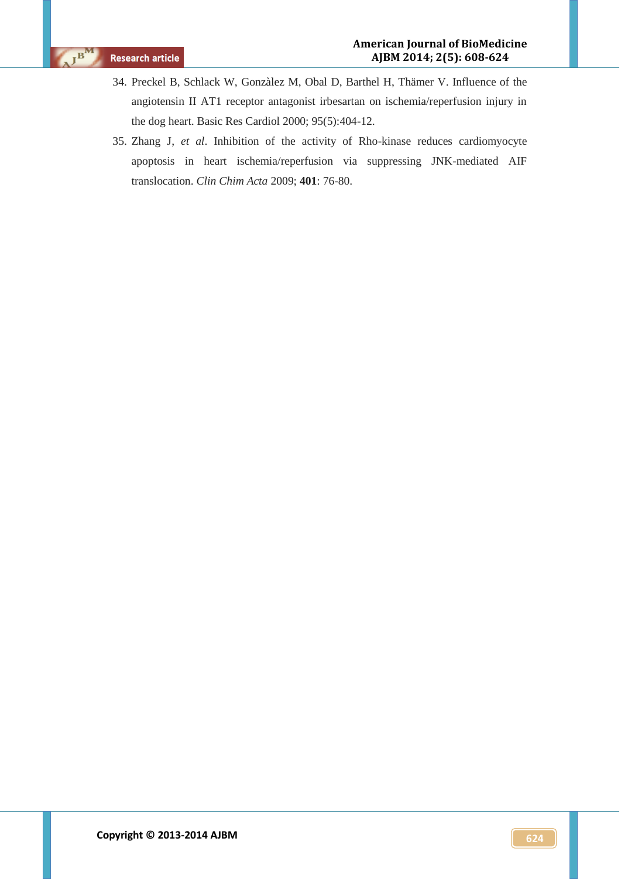34. Preckel B, Schlack W, Gonzàlez M, Obal D, Barthel H, Thämer V. Influence of the angiotensin II AT1 receptor antagonist irbesartan on ischemia/reperfusion injury in the dog heart. Basic Res Cardiol 2000; 95(5):404-12.
35. Zhang J, *et al*. Inhibition of the activity of Rho-kinase reduces cardiomyocyte apoptosis in heart ischemia/reperfusion via suppressing JNK-mediated AIF translocation. *Clin Chim Acta* 2009; **401**: 76-80.